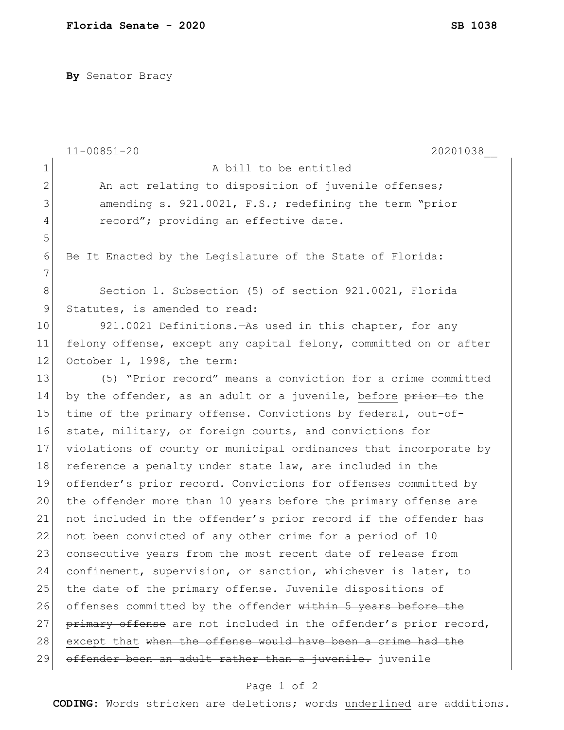**By** Senator Bracy

A bill to be entitled

An act relating to disposition of juvenile offenses; amending s. 921.0021, F.S.; redefining the term "prior record"; providing an effective date.

Be It Enacted by the Legislature of the State of Florida:

Section 1. Subsection (5) of section 921.0021, Florida Statutes, is amended to read:

921.0021 Definitions.—As used in this chapter, for any felony offense, except any capital felony, committed on or after October 1, 1998, the term:

(5) "Prior record" means a conviction for a crime committed by the offender, as an adult or a juvenile, <u>before</u> ~~prior to~~ the time of the primary offense. Convictions by federal, out-of-state, military, or foreign courts, and convictions for violations of county or municipal ordinances that incorporate by reference a penalty under state law, are included in the offender's prior record. Convictions for offenses committed by the offender more than 10 years before the primary offense are not included in the offender's prior record if the offender has not been convicted of any other crime for a period of 10 consecutive years from the most recent date of release from confinement, supervision, or sanction, whichever is later, to the date of the primary offense. Juvenile dispositions of offenses committed by the offender ~~within 5 years before the primary offense~~ are <u>not</u> included in the offender's prior record<u>, except that</u> ~~when the offense would have been a crime had the offender been an adult rather than a juvenile.~~ juvenile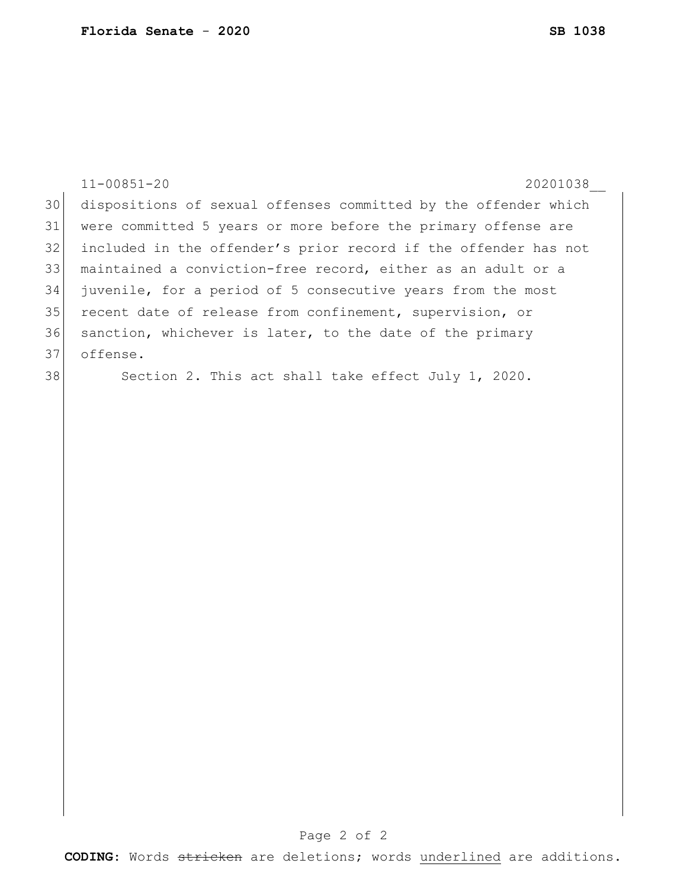11-00851-20 20201038__

dispositions of sexual offenses committed by the offender which were committed 5 years or more before the primary offense are included in the offender's prior record if the offender has not maintained a conviction-free record, either as an adult or a juvenile, for a period of 5 consecutive years from the most recent date of release from confinement, supervision, or sanction, whichever is later, to the date of the primary offense.

Section 2. This act shall take effect July 1, 2020.

**CODING:** Words ~~stricken~~ are deletions; words underlined are additions.